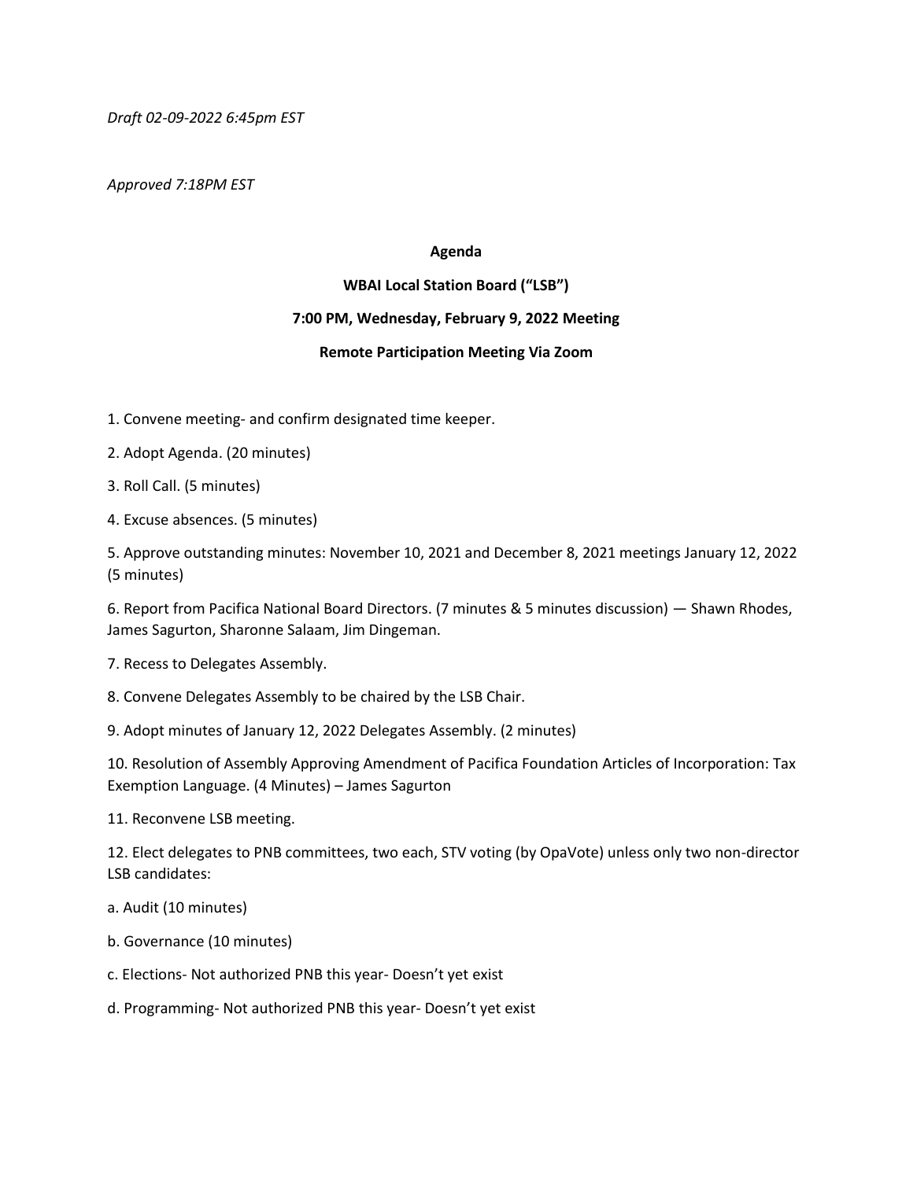*Draft 02-09-2022 6:45pm EST*

*Approved 7:18PM EST*

**Agenda**

**WBAI Local Station Board ("LSB")**

**7:00 PM, Wednesday, February 9, 2022 Meeting**

**Remote Participation Meeting Via Zoom**

1. Convene meeting- and confirm designated time keeper.

2. Adopt Agenda. (20 minutes)

3. Roll Call. (5 minutes)

4. Excuse absences. (5 minutes)

5. Approve outstanding minutes: November 10, 2021 and December 8, 2021 meetings January 12, 2022 (5 minutes)

6. Report from Pacifica National Board Directors. (7 minutes & 5 minutes discussion) — Shawn Rhodes, James Sagurton, Sharonne Salaam, Jim Dingeman.

7. Recess to Delegates Assembly.

8. Convene Delegates Assembly to be chaired by the LSB Chair.

9. Adopt minutes of January 12, 2022 Delegates Assembly. (2 minutes)

10. Resolution of Assembly Approving Amendment of Pacifica Foundation Articles of Incorporation: Tax Exemption Language. (4 Minutes) – James Sagurton

11. Reconvene LSB meeting.

12. Elect delegates to PNB committees, two each, STV voting (by OpaVote) unless only two non-director LSB candidates:

a. Audit (10 minutes)

b. Governance (10 minutes)

c. Elections- Not authorized PNB this year- Doesn't yet exist

d. Programming- Not authorized PNB this year- Doesn't yet exist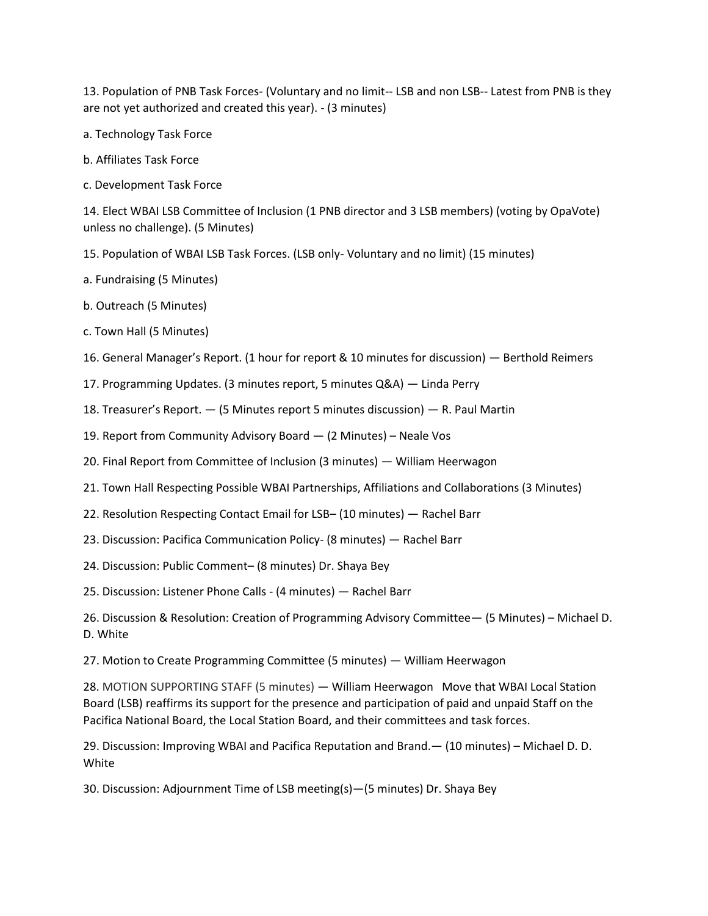13. Population of PNB Task Forces- (Voluntary and no limit-- LSB and non LSB-- Latest from PNB is they are not yet authorized and created this year). - (3 minutes)

a. Technology Task Force

b. Affiliates Task Force

c. Development Task Force

14. Elect WBAI LSB Committee of Inclusion (1 PNB director and 3 LSB members) (voting by OpaVote) unless no challenge). (5 Minutes)

15. Population of WBAI LSB Task Forces. (LSB only- Voluntary and no limit) (15 minutes)

a. Fundraising (5 Minutes)

b. Outreach (5 Minutes)

c. Town Hall (5 Minutes)

16. General Manager's Report. (1 hour for report & 10 minutes for discussion) — Berthold Reimers

17. Programming Updates. (3 minutes report, 5 minutes Q&A) — Linda Perry

18. Treasurer's Report. — (5 Minutes report 5 minutes discussion) — R. Paul Martin

19. Report from Community Advisory Board — (2 Minutes) – Neale Vos

20. Final Report from Committee of Inclusion (3 minutes) — William Heerwagon

21. Town Hall Respecting Possible WBAI Partnerships, Affiliations and Collaborations (3 Minutes)

22. Resolution Respecting Contact Email for LSB– (10 minutes) — Rachel Barr

23. Discussion: Pacifica Communication Policy- (8 minutes) — Rachel Barr

24. Discussion: Public Comment– (8 minutes) Dr. Shaya Bey

25. Discussion: Listener Phone Calls - (4 minutes) — Rachel Barr

26. Discussion & Resolution: Creation of Programming Advisory Committee— (5 Minutes) – Michael D. D. White

27. Motion to Create Programming Committee (5 minutes) — William Heerwagon

28. MOTION SUPPORTING STAFF (5 minutes) — William Heerwagon Move that WBAI Local Station Board (LSB) reaffirms its support for the presence and participation of paid and unpaid Staff on the Pacifica National Board, the Local Station Board, and their committees and task forces.

29. Discussion: Improving WBAI and Pacifica Reputation and Brand.— (10 minutes) – Michael D. D. White

30. Discussion: Adjournment Time of LSB meeting(s)—(5 minutes) Dr. Shaya Bey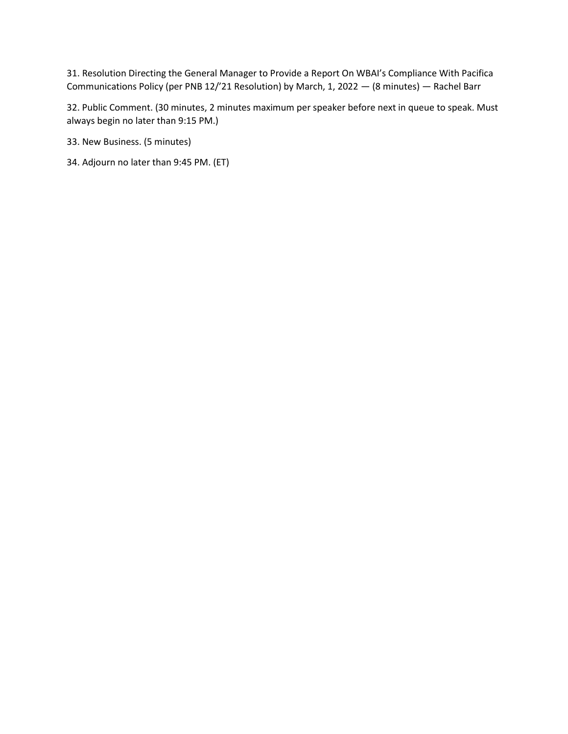31. Resolution Directing the General Manager to Provide a Report On WBAI's Compliance With Pacifica Communications Policy (per PNB 12/'21 Resolution) by March, 1, 2022 — (8 minutes) — Rachel Barr

32. Public Comment. (30 minutes, 2 minutes maximum per speaker before next in queue to speak. Must always begin no later than 9:15 PM.)

33. New Business. (5 minutes)

34. Adjourn no later than 9:45 PM. (ET)